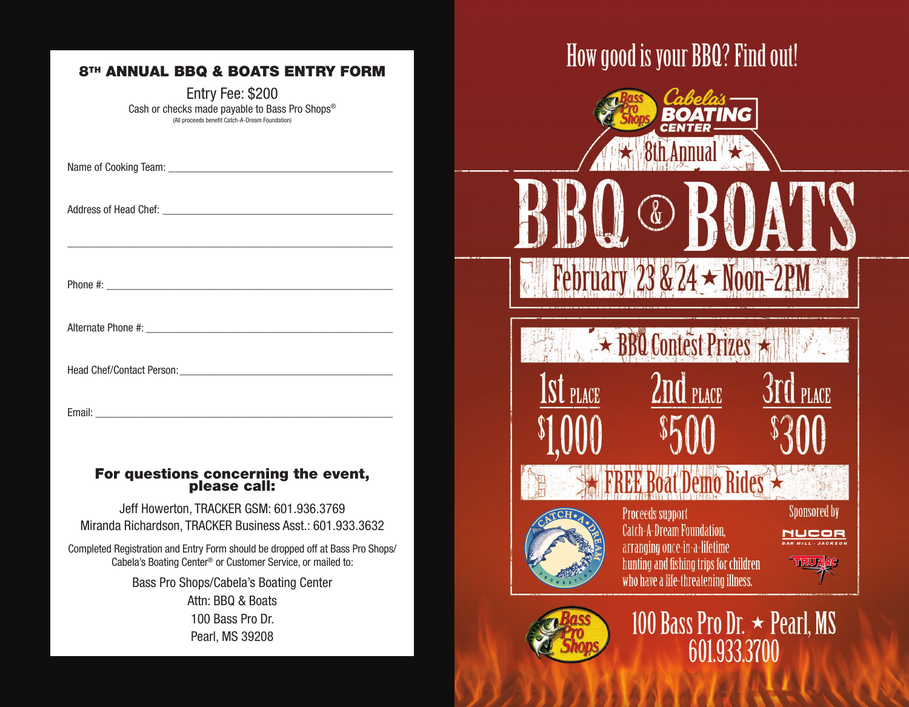# 8TH ANNUAL BBQ & BOATS ENTRY FORM

Entry Fee: $200

Cash or checks made payable to Bass Pro Shops®

(All proceeds benefit Catch-A-Dream Foundation)

Name of Cooking Team: ______________________________________

Address of Head Chef: ______________________________________

____________________________________________________________

Phone #: ____________________________________________________

Alternate Phone #: __________________________________________

Head Chef/Contact Person: ___________________________________

Email: ______________________________________________________

**For questions concerning the event, please call:**

Jeff Howerton, TRACKER GSM: 601.936.3769

Miranda Richardson, TRACKER Business Asst.: 601.933.3632

Completed Registration and Entry Form should be dropped off at Bass Pro Shops/Cabela's Boating Center® or Customer Service, or mailed to:

Bass Pro Shops/Cabela's Boating Center

Attn: BBQ & Boats

100 Bass Pro Dr.

Pearl, MS 39208

---

How good is your BBQ? Find out!

Bass Pro Shops | Cabela's BOATING CENTER

★ 8th Annual ★

# BBQ & BOATS

## February 23 & 24 ★ Noon–2PM

### ★ BBQ Contest Prizes ★

| 1st PLACE | 2nd PLACE | 3rd PLACE |
|---|---|---|
| $1,000 | $500 | $300 |

### ★ FREE Boat Demo Rides ★

Proceeds support Catch-A-Dream Foundation, arranging once-in-a-lifetime hunting and fishing trips for children who have a life-threatening illness.

Sponsored by NUCOR BAR MILL - JACKSON, TRUARC

100 Bass Pro Dr. ★ Pearl, MS

601.933.3700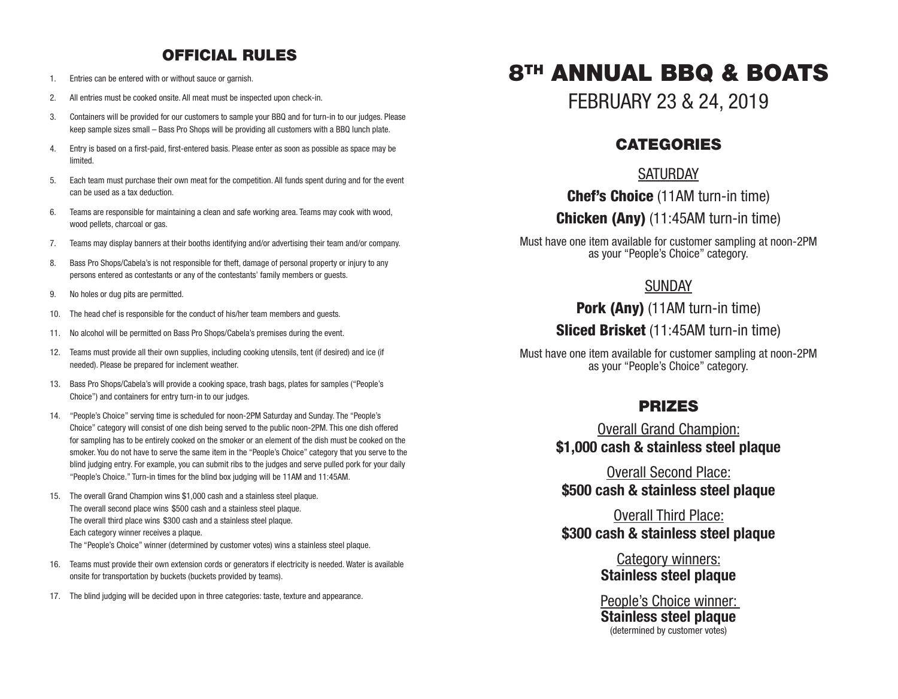## OFFICIAL RULES

1. Entries can be entered with or without sauce or garnish.
2. All entries must be cooked onsite. All meat must be inspected upon check-in.
3. Containers will be provided for our customers to sample your BBQ and for turn-in to our judges. Please keep sample sizes small – Bass Pro Shops will be providing all customers with a BBQ lunch plate.
4. Entry is based on a first-paid, first-entered basis. Please enter as soon as possible as space may be limited.
5. Each team must purchase their own meat for the competition. All funds spent during and for the event can be used as a tax deduction.
6. Teams are responsible for maintaining a clean and safe working area. Teams may cook with wood, wood pellets, charcoal or gas.
7. Teams may display banners at their booths identifying and/or advertising their team and/or company.
8. Bass Pro Shops/Cabela's is not responsible for theft, damage of personal property or injury to any persons entered as contestants or any of the contestants' family members or guests.
9. No holes or dug pits are permitted.
10. The head chef is responsible for the conduct of his/her team members and guests.
11. No alcohol will be permitted on Bass Pro Shops/Cabela's premises during the event.
12. Teams must provide all their own supplies, including cooking utensils, tent (if desired) and ice (if needed). Please be prepared for inclement weather.
13. Bass Pro Shops/Cabela's will provide a cooking space, trash bags, plates for samples ("People's Choice") and containers for entry turn-in to our judges.
14. "People's Choice" serving time is scheduled for noon-2PM Saturday and Sunday. The "People's Choice" category will consist of one dish being served to the public noon-2PM. This one dish offered for sampling has to be entirely cooked on the smoker or an element of the dish must be cooked on the smoker. You do not have to serve the same item in the "People's Choice" category that you serve to the blind judging entry. For example, you can submit ribs to the judges and serve pulled pork for your daily "People's Choice." Turn-in times for the blind box judging will be 11AM and 11:45AM.
15. The overall Grand Champion wins $1,000 cash and a stainless steel plaque.
    The overall second place wins $500 cash and a stainless steel plaque.
    The overall third place wins $300 cash and a stainless steel plaque.
    Each category winner receives a plaque.
    The "People's Choice" winner (determined by customer votes) wins a stainless steel plaque.
16. Teams must provide their own extension cords or generators if electricity is needed. Water is available onsite for transportation by buckets (buckets provided by teams).
17. The blind judging will be decided upon in three categories: taste, texture and appearance.

# 8TH ANNUAL BBQ & BOATS

FEBRUARY 23 & 24, 2019

## CATEGORIES

### SATURDAY

**Chef's Choice** (11AM turn-in time)

**Chicken (Any)** (11:45AM turn-in time)

Must have one item available for customer sampling at noon-2PM as your "People's Choice" category.

### SUNDAY

**Pork (Any)** (11AM turn-in time)

**Sliced Brisket** (11:45AM turn-in time)

Must have one item available for customer sampling at noon-2PM as your "People's Choice" category.

## PRIZES

Overall Grand Champion:
**$1,000 cash & stainless steel plaque**

Overall Second Place:
**$500 cash & stainless steel plaque**

Overall Third Place:
**$300 cash & stainless steel plaque**

Category winners:
**Stainless steel plaque**

People's Choice winner:
**Stainless steel plaque**
(determined by customer votes)